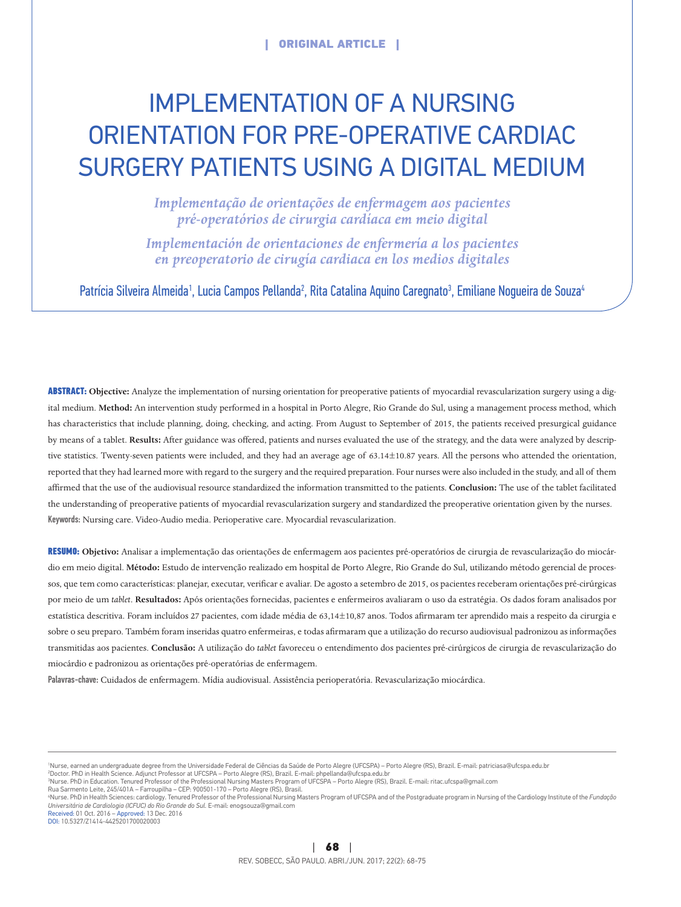ORIGINAL ARTICLE

# IMPLEMENTATION OF A NURSING ORIENTATION FOR PRE-OPERATIVE CARDIAC SURGERY PATIENTS USING A DIGITAL MEDIUM

*Implementação de orientações de enfermagem aos pacientes pré-operatórios de cirurgia cardíaca em meio digital*

*Implementación de orientaciones de enfermería a los pacientes en preoperatorio de cirugía cardiaca en los medios digitales*

Patrícia Silveira Almeida[1], Lucia Campos Pellanda[2], Rita Catalina Aquino Caregnato[3], Emiliane Nogueira de Souza[4]

**ABSTRACT:** **Objective:** Analyze the implementation of nursing orientation for preoperative patients of myocardial revascularization surgery using a digital medium. **Method:** An intervention study performed in a hospital in Porto Alegre, Rio Grande do Sul, using a management process method, which has characteristics that include planning, doing, checking, and acting. From August to September of 2015, the patients received presurgical guidance by means of a tablet. **Results:** After guidance was offered, patients and nurses evaluated the use of the strategy, and the data were analyzed by descriptive statistics. Twenty-seven patients were included, and they had an average age of 63.14±10.87 years. All the persons who attended the orientation, reported that they had learned more with regard to the surgery and the required preparation. Four nurses were also included in the study, and all of them affirmed that the use of the audiovisual resource standardized the information transmitted to the patients. **Conclusion:** The use of the tablet facilitated the understanding of preoperative patients of myocardial revascularization surgery and standardized the preoperative orientation given by the nurses.

**Keywords:** Nursing care. Video-Audio media. Perioperative care. Myocardial revascularization.

**RESUMO:** **Objetivo:** Analisar a implementação das orientações de enfermagem aos pacientes pré-operatórios de cirurgia de revascularização do miocárdio em meio digital. **Método:** Estudo de intervenção realizado em hospital de Porto Alegre, Rio Grande do Sul, utilizando método gerencial de processos, que tem como características: planejar, executar, verificar e avaliar. De agosto a setembro de 2015, os pacientes receberam orientações pré-cirúrgicas por meio de um *tablet*. **Resultados:** Após orientações fornecidas, pacientes e enfermeiros avaliaram o uso da estratégia. Os dados foram analisados por estatística descritiva. Foram incluídos 27 pacientes, com idade média de 63,14±10,87 anos. Todos afirmaram ter aprendido mais a respeito da cirurgia e sobre o seu preparo. Também foram inseridas quatro enfermeiras, e todas afirmaram que a utilização do recurso audiovisual padronizou as informações transmitidas aos pacientes. **Conclusão:** A utilização do *tablet* favoreceu o entendimento dos pacientes pré-cirúrgicos de cirurgia de revascularização do miocárdio e padronizou as orientações pré-operatórias de enfermagem.

**Palavras-chave:** Cuidados de enfermagem. Mídia audiovisual. Assistência perioperatória. Revascularização miocárdica.

---

[1]Nurse, earned an undergraduate degree from the Universidade Federal de Ciências da Saúde de Porto Alegre (UFCSPA) – Porto Alegre (RS), Brazil. E-mail: patriciasa@ufcspa.edu.br
[2]Doctor. PhD in Health Science. Adjunct Professor at UFCSPA – Porto Alegre (RS), Brazil. E-mail: phpellanda@ufcspa.edu.br
[3]Nurse. PhD in Education. Tenured Professor of the Professional Nursing Masters Program of UFCSPA – Porto Alegre (RS), Brazil. E-mail: ritac.ufcspa@gmail.com
Rua Sarmento Leite, 245/401A – Farroupilha – CEP: 900501-170 – Porto Alegre (RS), Brasil.
[4]Nurse. PhD in Health Sciences: cardiology. Tenured Professor of the Professional Nursing Masters Program of UFCSPA and of the Postgraduate program in Nursing of the Cardiology Institute of the *Fundação Universitária de Cardiologia (ICFUC) do Rio Grande do Sul*. E-mail: enogsouza@gmail.com
Received: 01 Oct. 2016 – Approved: 13 Dec. 2016
DOI: 10.5327/Z1414-4425201700020003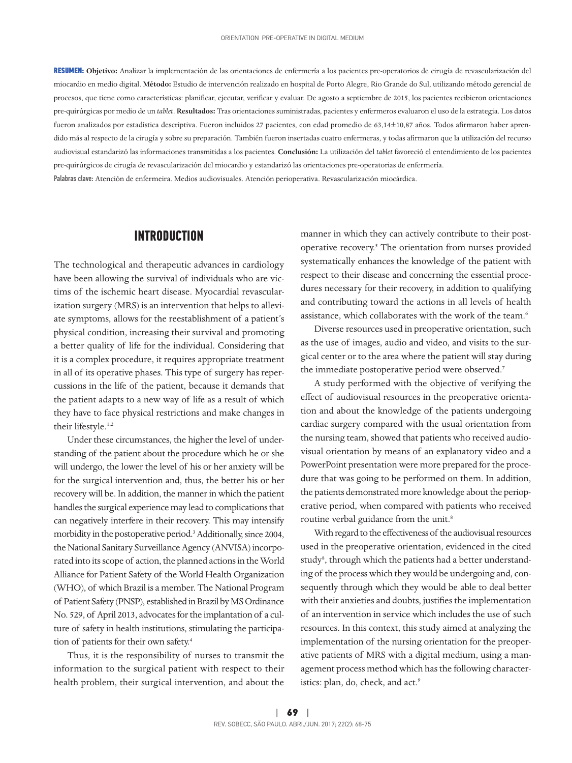**RESUMEN: Objetivo:** Analizar la implementación de las orientaciones de enfermería a los pacientes pre-operatorios de cirugía de revascularización del miocardio en medio digital. **Método:** Estudio de intervención realizado en hospital de Porto Alegre, Rio Grande do Sul, utilizando método gerencial de procesos, que tiene como características: planificar, ejecutar, verificar y evaluar. De agosto a septiembre de 2015, los pacientes recibieron orientaciones pre-quirúrgicas por medio de un *tablet*. **Resultados:** Tras orientaciones suministradas, pacientes y enfermeros evaluaron el uso de la estrategia. Los datos fueron analizados por estadística descriptiva. Fueron incluidos 27 pacientes, con edad promedio de 63,14±10,87 años. Todos afirmaron haber aprendido más al respecto de la cirugía y sobre su preparación. También fueron insertadas cuatro enfermeras, y todas afirmaron que la utilización del recurso audiovisual estandarizó las informaciones transmitidas a los pacientes. **Conclusión:** La utilización del *tablet* favoreció el entendimiento de los pacientes pre-quirúrgicos de cirugía de revascularización del miocardio y estandarizó las orientaciones pre-operatorias de enfermería.

**Palabras clave:** Atención de enfermeira. Medios audiovisuales. Atención perioperativa. Revascularización miocárdica.

## INTRODUCTION

The technological and therapeutic advances in cardiology have been allowing the survival of individuals who are victims of the ischemic heart disease. Myocardial revascularization surgery (MRS) is an intervention that helps to alleviate symptoms, allows for the reestablishment of a patient's physical condition, increasing their survival and promoting a better quality of life for the individual. Considering that it is a complex procedure, it requires appropriate treatment in all of its operative phases. This type of surgery has repercussions in the life of the patient, because it demands that the patient adapts to a new way of life as a result of which they have to face physical restrictions and make changes in their lifestyle.[1,2]

Under these circumstances, the higher the level of understanding of the patient about the procedure which he or she will undergo, the lower the level of his or her anxiety will be for the surgical intervention and, thus, the better his or her recovery will be. In addition, the manner in which the patient handles the surgical experience may lead to complications that can negatively interfere in their recovery. This may intensify morbidity in the postoperative period.[3] Additionally, since 2004, the National Sanitary Surveillance Agency (ANVISA) incorporated into its scope of action, the planned actions in the World Alliance for Patient Safety of the World Health Organization (WHO), of which Brazil is a member. The National Program of Patient Safety (PNSP), established in Brazil by MS Ordinance No. 529, of April 2013, advocates for the implantation of a culture of safety in health institutions, stimulating the participation of patients for their own safety.[4]

Thus, it is the responsibility of nurses to transmit the information to the surgical patient with respect to their health problem, their surgical intervention, and about the manner in which they can actively contribute to their postoperative recovery.[5] The orientation from nurses provided systematically enhances the knowledge of the patient with respect to their disease and concerning the essential procedures necessary for their recovery, in addition to qualifying and contributing toward the actions in all levels of health assistance, which collaborates with the work of the team.[6]

Diverse resources used in preoperative orientation, such as the use of images, audio and video, and visits to the surgical center or to the area where the patient will stay during the immediate postoperative period were observed.[7]

A study performed with the objective of verifying the effect of audiovisual resources in the preoperative orientation and about the knowledge of the patients undergoing cardiac surgery compared with the usual orientation from the nursing team, showed that patients who received audiovisual orientation by means of an explanatory video and a PowerPoint presentation were more prepared for the procedure that was going to be performed on them. In addition, the patients demonstrated more knowledge about the perioperative period, when compared with patients who received routine verbal guidance from the unit.[8]

With regard to the effectiveness of the audiovisual resources used in the preoperative orientation, evidenced in the cited study[8], through which the patients had a better understanding of the process which they would be undergoing and, consequently through which they would be able to deal better with their anxieties and doubts, justifies the implementation of an intervention in service which includes the use of such resources. In this context, this study aimed at analyzing the implementation of the nursing orientation for the preoperative patients of MRS with a digital medium, using a management process method which has the following characteristics: plan, do, check, and act.[9]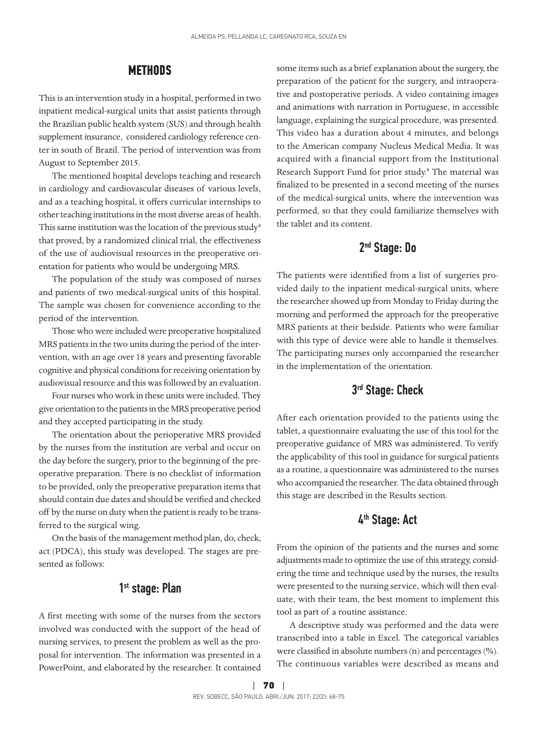## METHODS

This is an intervention study in a hospital, performed in two inpatient medical-surgical units that assist patients through the Brazilian public health system (SUS) and through health supplement insurance, considered cardiology reference center in south of Brazil. The period of intervention was from August to September 2015.

The mentioned hospital develops teaching and research in cardiology and cardiovascular diseases of various levels, and as a teaching hospital, it offers curricular internships to other teaching institutions in the most diverse areas of health. This same institution was the location of the previous study[8] that proved, by a randomized clinical trial, the effectiveness of the use of audiovisual resources in the preoperative orientation for patients who would be undergoing MRS.

The population of the study was composed of nurses and patients of two medical-surgical units of this hospital. The sample was chosen for convenience according to the period of the intervention.

Those who were included were preoperative hospitalized MRS patients in the two units during the period of the intervention, with an age over 18 years and presenting favorable cognitive and physical conditions for receiving orientation by audiovisual resource and this was followed by an evaluation.

Four nurses who work in these units were included. They give orientation to the patients in the MRS preoperative period and they accepted participating in the study.

The orientation about the perioperative MRS provided by the nurses from the institution are verbal and occur on the day before the surgery, prior to the beginning of the preoperative preparation. There is no checklist of information to be provided, only the preoperative preparation items that should contain due dates and should be verified and checked off by the nurse on duty when the patient is ready to be transferred to the surgical wing.

On the basis of the management method plan, do, check, act (PDCA), this study was developed. The stages are presented as follows:

### 1st stage: Plan

A first meeting with some of the nurses from the sectors involved was conducted with the support of the head of nursing services, to present the problem as well as the proposal for intervention. The information was presented in a PowerPoint, and elaborated by the researcher. It contained some items such as a brief explanation about the surgery, the preparation of the patient for the surgery, and intraoperative and postoperative periods. A video containing images and animations with narration in Portuguese, in accessible language, explaining the surgical procedure, was presented. This video has a duration about 4 minutes, and belongs to the American company Nucleus Medical Media. It was acquired with a financial support from the Institutional Research Support Fund for prior study.[8] The material was finalized to be presented in a second meeting of the nurses of the medical-surgical units, where the intervention was performed, so that they could familiarize themselves with the tablet and its content.

### 2nd Stage: Do

The patients were identified from a list of surgeries provided daily to the inpatient medical-surgical units, where the researcher showed up from Monday to Friday during the morning and performed the approach for the preoperative MRS patients at their bedside. Patients who were familiar with this type of device were able to handle it themselves. The participating nurses only accompanied the researcher in the implementation of the orientation.

### 3rd Stage: Check

After each orientation provided to the patients using the tablet, a questionnaire evaluating the use of this tool for the preoperative guidance of MRS was administered. To verify the applicability of this tool in guidance for surgical patients as a routine, a questionnaire was administered to the nurses who accompanied the researcher. The data obtained through this stage are described in the Results section.

### 4th Stage: Act

From the opinion of the patients and the nurses and some adjustments made to optimize the use of this strategy, considering the time and technique used by the nurses, the results were presented to the nursing service, which will then evaluate, with their team, the best moment to implement this tool as part of a routine assistance.

A descriptive study was performed and the data were transcribed into a table in Excel. The categorical variables were classified in absolute numbers (n) and percentages (%). The continuous variables were described as means and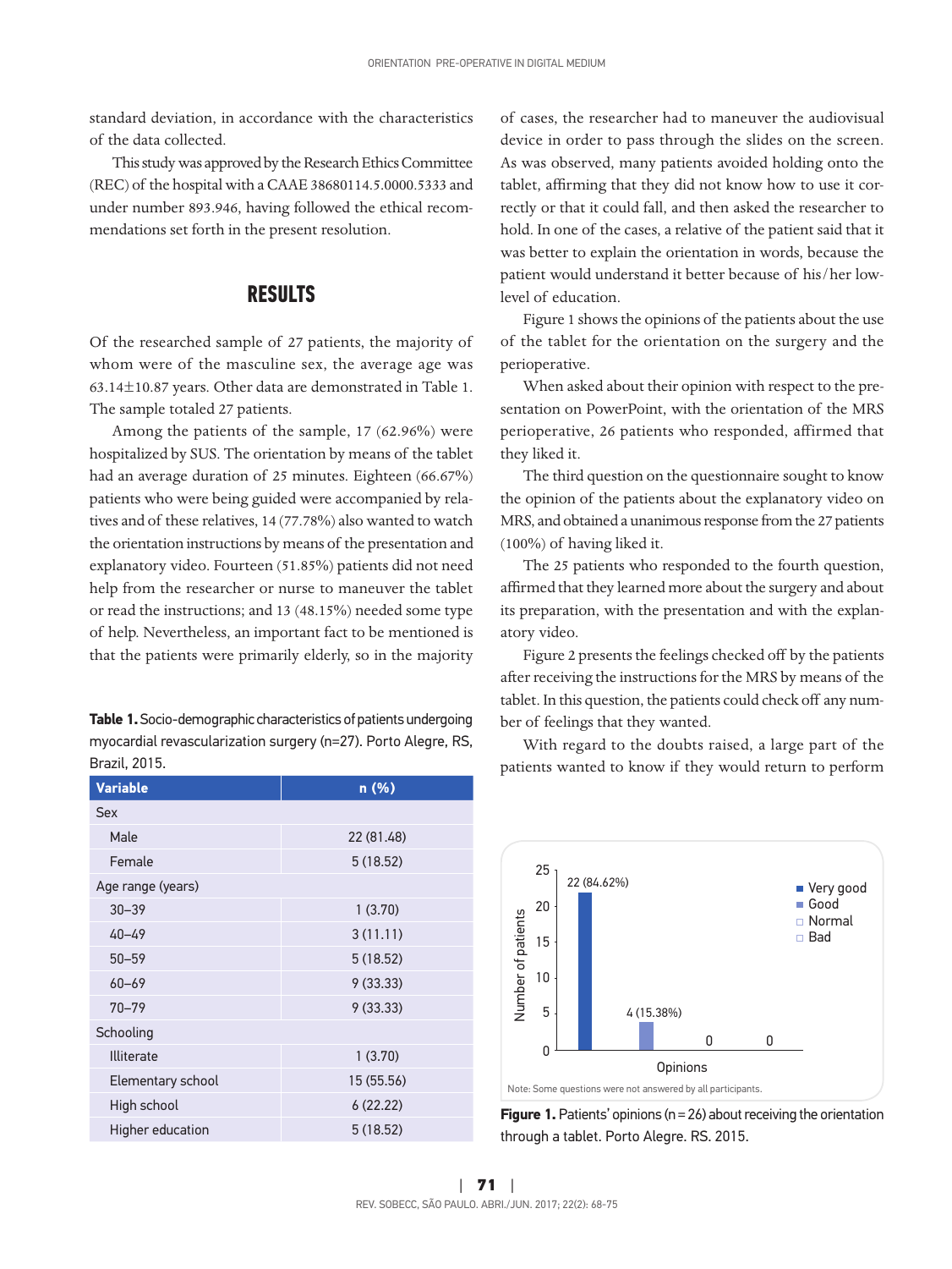standard deviation, in accordance with the characteristics of the data collected.

This study was approved by the Research Ethics Committee (REC) of the hospital with a CAAE 38680114.5.0000.5333 and under number 893.946, having followed the ethical recommendations set forth in the present resolution.

## RESULTS

Of the researched sample of 27 patients, the majority of whom were of the masculine sex, the average age was 63.14±10.87 years. Other data are demonstrated in Table 1. The sample totaled 27 patients.

Among the patients of the sample, 17 (62.96%) were hospitalized by SUS. The orientation by means of the tablet had an average duration of 25 minutes. Eighteen (66.67%) patients who were being guided were accompanied by relatives and of these relatives, 14 (77.78%) also wanted to watch the orientation instructions by means of the presentation and explanatory video. Fourteen (51.85%) patients did not need help from the researcher or nurse to maneuver the tablet or read the instructions; and 13 (48.15%) needed some type of help. Nevertheless, an important fact to be mentioned is that the patients were primarily elderly, so in the majority of cases, the researcher had to maneuver the audiovisual device in order to pass through the slides on the screen. As was observed, many patients avoided holding onto the tablet, affirming that they did not know how to use it correctly or that it could fall, and then asked the researcher to hold. In one of the cases, a relative of the patient said that it was better to explain the orientation in words, because the patient would understand it better because of his/her low-level of education.

**Table 1.** Socio-demographic characteristics of patients undergoing myocardial revascularization surgery (n=27). Porto Alegre, RS, Brazil, 2015.

| Variable | n (%) |
|---|---|
| Sex | |
| Male | 22 (81.48) |
| Female | 5 (18.52) |
| Age range (years) | |
| 30–39 | 1 (3.70) |
| 40–49 | 3 (11.11) |
| 50–59 | 5 (18.52) |
| 60–69 | 9 (33.33) |
| 70–79 | 9 (33.33) |
| Schooling | |
| Illiterate | 1 (3.70) |
| Elementary school | 15 (55.56) |
| High school | 6 (22.22) |
| Higher education | 5 (18.52) |

Figure 1 shows the opinions of the patients about the use of the tablet for the orientation on the surgery and the perioperative.

When asked about their opinion with respect to the presentation on PowerPoint, with the orientation of the MRS perioperative, 26 patients who responded, affirmed that they liked it.

The third question on the questionnaire sought to know the opinion of the patients about the explanatory video on MRS, and obtained a unanimous response from the 27 patients (100%) of having liked it.

The 25 patients who responded to the fourth question, affirmed that they learned more about the surgery and about its preparation, with the presentation and with the explanatory video.

Figure 2 presents the feelings checked off by the patients after receiving the instructions for the MRS by means of the tablet. In this question, the patients could check off any number of feelings that they wanted.

With regard to the doubts raised, a large part of the patients wanted to know if they would return to perform

| Opinions | Number of patients |
|---|---|
| Very good | 22 (84.62%) |
| Good | 4 (15.38%) |
| Normal | 0 |
| Bad | 0 |

Note: Some questions were not answered by all participants.

**Figure 1.** Patients' opinions (n=26) about receiving the orientation through a tablet. Porto Alegre. RS. 2015.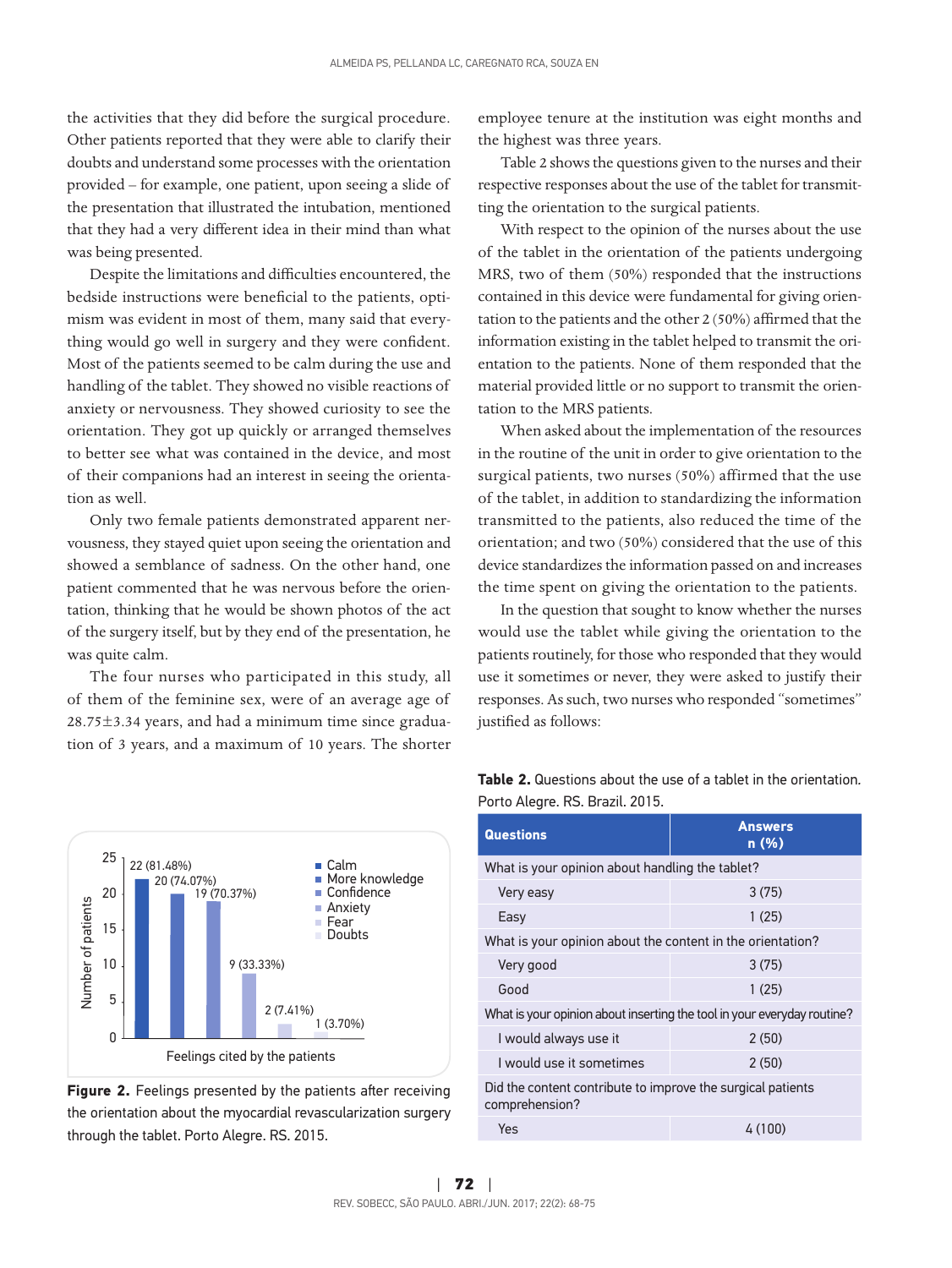the activities that they did before the surgical procedure. Other patients reported that they were able to clarify their doubts and understand some processes with the orientation provided – for example, one patient, upon seeing a slide of the presentation that illustrated the intubation, mentioned that they had a very different idea in their mind than what was being presented.

Despite the limitations and difficulties encountered, the bedside instructions were beneficial to the patients, optimism was evident in most of them, many said that everything would go well in surgery and they were confident. Most of the patients seemed to be calm during the use and handling of the tablet. They showed no visible reactions of anxiety or nervousness. They showed curiosity to see the orientation. They got up quickly or arranged themselves to better see what was contained in the device, and most of their companions had an interest in seeing the orientation as well.

Only two female patients demonstrated apparent nervousness, they stayed quiet upon seeing the orientation and showed a semblance of sadness. On the other hand, one patient commented that he was nervous before the orientation, thinking that he would be shown photos of the act of the surgery itself, but by they end of the presentation, he was quite calm.

The four nurses who participated in this study, all of them of the feminine sex, were of an average age of 28.75±3.34 years, and had a minimum time since graduation of 3 years, and a maximum of 10 years. The shorter employee tenure at the institution was eight months and the highest was three years.

Table 2 shows the questions given to the nurses and their respective responses about the use of the tablet for transmitting the orientation to the surgical patients.

With respect to the opinion of the nurses about the use of the tablet in the orientation of the patients undergoing MRS, two of them (50%) responded that the instructions contained in this device were fundamental for giving orientation to the patients and the other 2 (50%) affirmed that the information existing in the tablet helped to transmit the orientation to the patients. None of them responded that the material provided little or no support to transmit the orientation to the MRS patients.

When asked about the implementation of the resources in the routine of the unit in order to give orientation to the surgical patients, two nurses (50%) affirmed that the use of the tablet, in addition to standardizing the information transmitted to the patients, also reduced the time of the orientation; and two (50%) considered that the use of this device standardizes the information passed on and increases the time spent on giving the orientation to the patients.

In the question that sought to know whether the nurses would use the tablet while giving the orientation to the patients routinely, for those who responded that they would use it sometimes or never, they were asked to justify their responses. As such, two nurses who responded "sometimes" justified as follows:

| Feelings cited by the patients | Number of patients (%) |
|---|---|
| Calm | 22 (81.48%) |
| More knowledge | 20 (74.07%) |
| Confidence | 19 (70.37%) |
| Anxiety | 9 (33.33%) |
| Fear | 2 (7.41%) |
| Doubts | 1 (3.70%) |

**Figure 2.** Feelings presented by the patients after receiving the orientation about the myocardial revascularization surgery through the tablet. Porto Alegre. RS. 2015.

**Table 2.** Questions about the use of a tablet in the orientation. Porto Alegre. RS. Brazil. 2015.

| Questions | Answers n (%) |
|---|---|
| What is your opinion about handling the tablet? | |
| Very easy | 3 (75) |
| Easy | 1 (25) |
| What is your opinion about the content in the orientation? | |
| Very good | 3 (75) |
| Good | 1 (25) |
| What is your opinion about inserting the tool in your everyday routine? | |
| I would always use it | 2 (50) |
| I would use it sometimes | 2 (50) |
| Did the content contribute to improve the surgical patients comprehension? | |
| Yes | 4 (100) |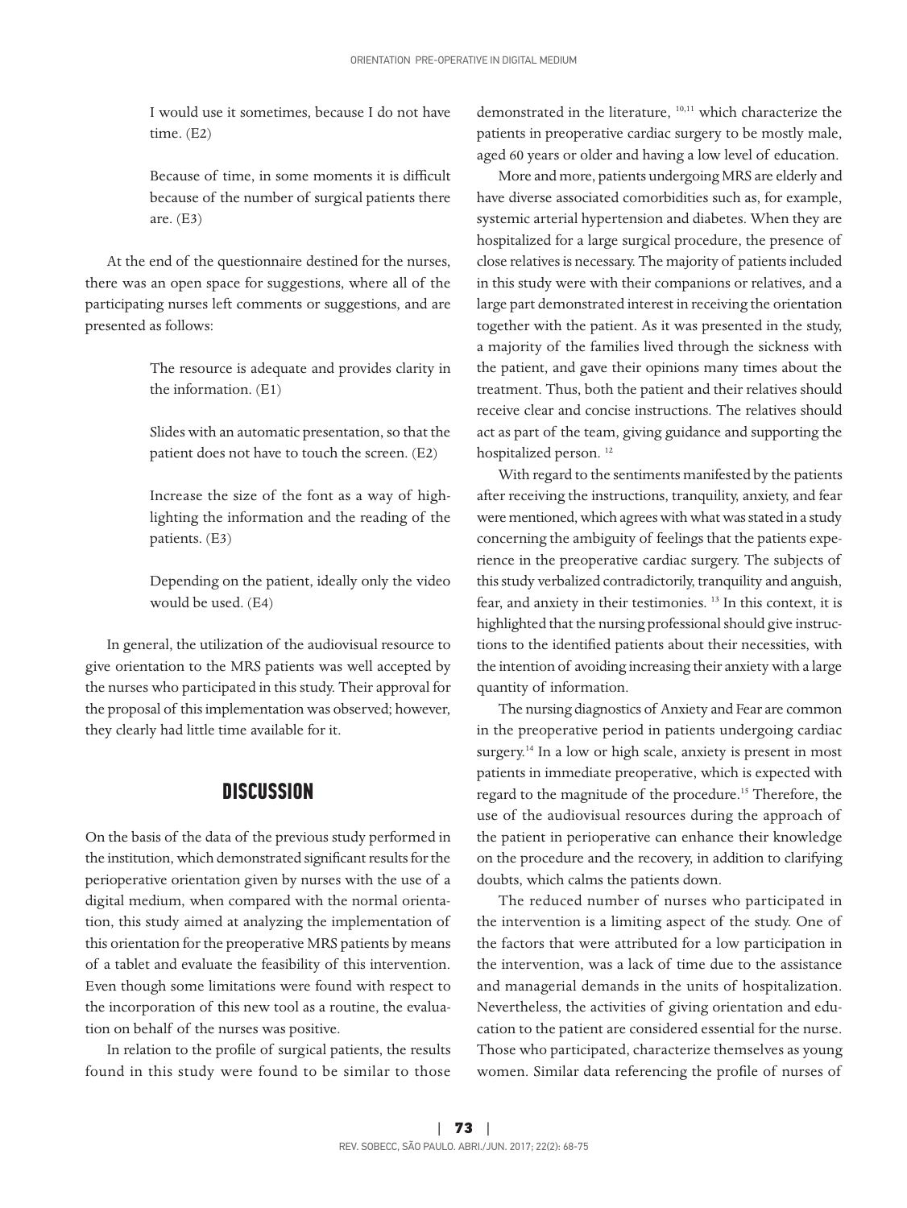> I would use it sometimes, because I do not have time. (E2)

> Because of time, in some moments it is difficult because of the number of surgical patients there are. (E3)

At the end of the questionnaire destined for the nurses, there was an open space for suggestions, where all of the participating nurses left comments or suggestions, and are presented as follows:

> The resource is adequate and provides clarity in the information. (E1)

> Slides with an automatic presentation, so that the patient does not have to touch the screen. (E2)

> Increase the size of the font as a way of highlighting the information and the reading of the patients. (E3)

> Depending on the patient, ideally only the video would be used. (E4)

In general, the utilization of the audiovisual resource to give orientation to the MRS patients was well accepted by the nurses who participated in this study. Their approval for the proposal of this implementation was observed; however, they clearly had little time available for it.

## DISCUSSION

On the basis of the data of the previous study performed in the institution, which demonstrated significant results for the perioperative orientation given by nurses with the use of a digital medium, when compared with the normal orientation, this study aimed at analyzing the implementation of this orientation for the preoperative MRS patients by means of a tablet and evaluate the feasibility of this intervention. Even though some limitations were found with respect to the incorporation of this new tool as a routine, the evaluation on behalf of the nurses was positive.

In relation to the profile of surgical patients, the results found in this study were found to be similar to those demonstrated in the literature, [10,11] which characterize the patients in preoperative cardiac surgery to be mostly male, aged 60 years or older and having a low level of education.

More and more, patients undergoing MRS are elderly and have diverse associated comorbidities such as, for example, systemic arterial hypertension and diabetes. When they are hospitalized for a large surgical procedure, the presence of close relatives is necessary. The majority of patients included in this study were with their companions or relatives, and a large part demonstrated interest in receiving the orientation together with the patient. As it was presented in the study, a majority of the families lived through the sickness with the patient, and gave their opinions many times about the treatment. Thus, both the patient and their relatives should receive clear and concise instructions. The relatives should act as part of the team, giving guidance and supporting the hospitalized person. [12]

With regard to the sentiments manifested by the patients after receiving the instructions, tranquility, anxiety, and fear were mentioned, which agrees with what was stated in a study concerning the ambiguity of feelings that the patients experience in the preoperative cardiac surgery. The subjects of this study verbalized contradictorily, tranquility and anguish, fear, and anxiety in their testimonies. [13] In this context, it is highlighted that the nursing professional should give instructions to the identified patients about their necessities, with the intention of avoiding increasing their anxiety with a large quantity of information.

The nursing diagnostics of Anxiety and Fear are common in the preoperative period in patients undergoing cardiac surgery.[14] In a low or high scale, anxiety is present in most patients in immediate preoperative, which is expected with regard to the magnitude of the procedure.[15] Therefore, the use of the audiovisual resources during the approach of the patient in perioperative can enhance their knowledge on the procedure and the recovery, in addition to clarifying doubts, which calms the patients down.

The reduced number of nurses who participated in the intervention is a limiting aspect of the study. One of the factors that were attributed for a low participation in the intervention, was a lack of time due to the assistance and managerial demands in the units of hospitalization. Nevertheless, the activities of giving orientation and education to the patient are considered essential for the nurse. Those who participated, characterize themselves as young women. Similar data referencing the profile of nurses of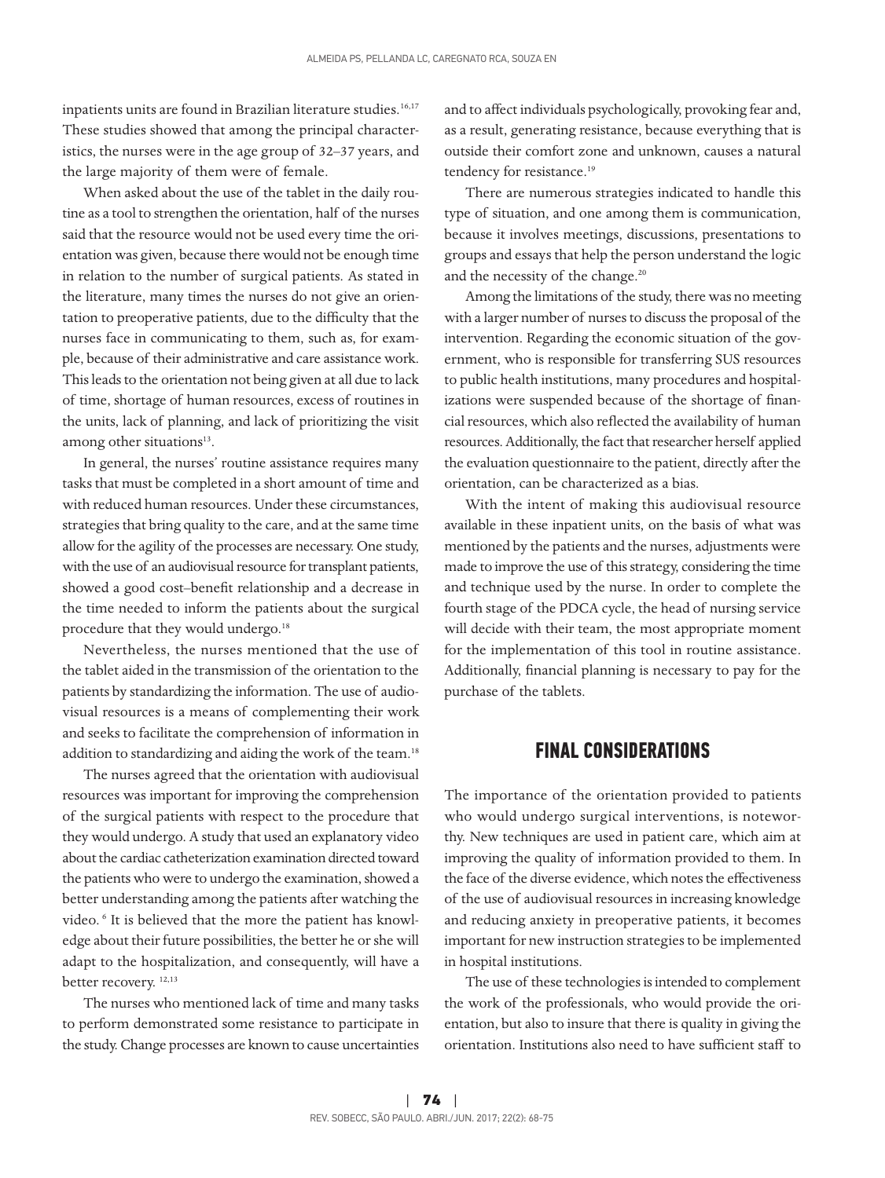inpatients units are found in Brazilian literature studies.[16,17] These studies showed that among the principal characteristics, the nurses were in the age group of 32–37 years, and the large majority of them were of female.

When asked about the use of the tablet in the daily routine as a tool to strengthen the orientation, half of the nurses said that the resource would not be used every time the orientation was given, because there would not be enough time in relation to the number of surgical patients. As stated in the literature, many times the nurses do not give an orientation to preoperative patients, due to the difficulty that the nurses face in communicating to them, such as, for example, because of their administrative and care assistance work. This leads to the orientation not being given at all due to lack of time, shortage of human resources, excess of routines in the units, lack of planning, and lack of prioritizing the visit among other situations[13].

In general, the nurses' routine assistance requires many tasks that must be completed in a short amount of time and with reduced human resources. Under these circumstances, strategies that bring quality to the care, and at the same time allow for the agility of the processes are necessary. One study, with the use of an audiovisual resource for transplant patients, showed a good cost–benefit relationship and a decrease in the time needed to inform the patients about the surgical procedure that they would undergo.[18]

Nevertheless, the nurses mentioned that the use of the tablet aided in the transmission of the orientation to the patients by standardizing the information. The use of audiovisual resources is a means of complementing their work and seeks to facilitate the comprehension of information in addition to standardizing and aiding the work of the team.[18]

The nurses agreed that the orientation with audiovisual resources was important for improving the comprehension of the surgical patients with respect to the procedure that they would undergo. A study that used an explanatory video about the cardiac catheterization examination directed toward the patients who were to undergo the examination, showed a better understanding among the patients after watching the video. [6] It is believed that the more the patient has knowledge about their future possibilities, the better he or she will adapt to the hospitalization, and consequently, will have a better recovery. [12,13]

The nurses who mentioned lack of time and many tasks to perform demonstrated some resistance to participate in the study. Change processes are known to cause uncertainties and to affect individuals psychologically, provoking fear and, as a result, generating resistance, because everything that is outside their comfort zone and unknown, causes a natural tendency for resistance.[19]

There are numerous strategies indicated to handle this type of situation, and one among them is communication, because it involves meetings, discussions, presentations to groups and essays that help the person understand the logic and the necessity of the change.[20]

Among the limitations of the study, there was no meeting with a larger number of nurses to discuss the proposal of the intervention. Regarding the economic situation of the government, who is responsible for transferring SUS resources to public health institutions, many procedures and hospitalizations were suspended because of the shortage of financial resources, which also reflected the availability of human resources. Additionally, the fact that researcher herself applied the evaluation questionnaire to the patient, directly after the orientation, can be characterized as a bias.

With the intent of making this audiovisual resource available in these inpatient units, on the basis of what was mentioned by the patients and the nurses, adjustments were made to improve the use of this strategy, considering the time and technique used by the nurse. In order to complete the fourth stage of the PDCA cycle, the head of nursing service will decide with their team, the most appropriate moment for the implementation of this tool in routine assistance. Additionally, financial planning is necessary to pay for the purchase of the tablets.

## FINAL CONSIDERATIONS

The importance of the orientation provided to patients who would undergo surgical interventions, is noteworthy. New techniques are used in patient care, which aim at improving the quality of information provided to them. In the face of the diverse evidence, which notes the effectiveness of the use of audiovisual resources in increasing knowledge and reducing anxiety in preoperative patients, it becomes important for new instruction strategies to be implemented in hospital institutions.

The use of these technologies is intended to complement the work of the professionals, who would provide the orientation, but also to insure that there is quality in giving the orientation. Institutions also need to have sufficient staff to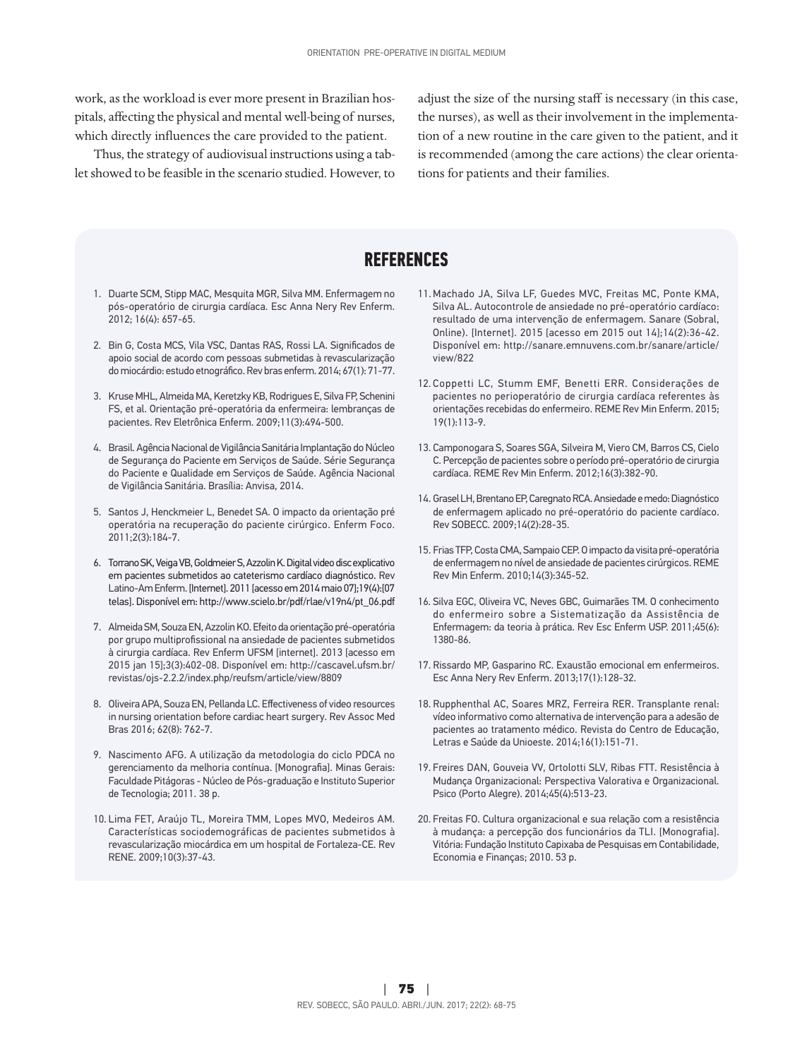work, as the workload is ever more present in Brazilian hospitals, affecting the physical and mental well-being of nurses, which directly influences the care provided to the patient.

Thus, the strategy of audiovisual instructions using a tablet showed to be feasible in the scenario studied. However, to adjust the size of the nursing staff is necessary (in this case, the nurses), as well as their involvement in the implementation of a new routine in the care given to the patient, and it is recommended (among the care actions) the clear orientations for patients and their families.

## REFERENCES

1. Duarte SCM, Stipp MAC, Mesquita MGR, Silva MM. Enfermagem no pós-operatório de cirurgia cardíaca. Esc Anna Nery Rev Enferm. 2012; 16(4): 657-65.
2. Bin G, Costa MCS, Vila VSC, Dantas RAS, Rossi LA. Significados de apoio social de acordo com pessoas submetidas à revascularização do miocárdio: estudo etnográfico. Rev bras enferm. 2014; 67(1): 71-77.
3. Kruse MHL, Almeida MA, Keretzky KB, Rodrigues E, Silva FP, Schenini FS, et al. Orientação pré-operatória da enfermeira: lembranças de pacientes. Rev Eletrônica Enferm. 2009;11(3):494-500.
4. Brasil. Agência Nacional de Vigilância Sanitária Implantação do Núcleo de Segurança do Paciente em Serviços de Saúde. Série Segurança do Paciente e Qualidade em Serviços de Saúde. Agência Nacional de Vigilância Sanitária. Brasília: Anvisa, 2014.
5. Santos J, Henckmeier L, Benedet SA. O impacto da orientação pré operatória na recuperação do paciente cirúrgico. Enferm Foco. 2011;2(3):184-7.
6. Torrano SK, Veiga VB, Goldmeier S, Azzolin K. Digital video disc explicativo em pacientes submetidos ao cateterismo cardíaco diagnóstico. Rev Latino-Am Enferm. [Internet]. 2011 [acesso em 2014 maio 07];19(4):[07 telas]. Disponível em: http://www.scielo.br/pdf/rlae/v19n4/pt_06.pdf
7. Almeida SM, Souza EN, Azzolin KO. Efeito da orientação pré-operatória por grupo multiprofissional na ansiedade de pacientes submetidos à cirurgia cardíaca. Rev Enferm UFSM [internet]. 2013 [acesso em 2015 jan 15];3(3):402-08. Disponível em: http://cascavel.ufsm.br/revistas/ojs-2.2.2/index.php/reufsm/article/view/8809
8. Oliveira APA, Souza EN, Pellanda LC. Effectiveness of video resources in nursing orientation before cardiac heart surgery. Rev Assoc Med Bras 2016; 62(8): 762-7.
9. Nascimento AFG. A utilização da metodologia do ciclo PDCA no gerenciamento da melhoria contínua. [Monografia]. Minas Gerais: Faculdade Pitágoras - Núcleo de Pós-graduação e Instituto Superior de Tecnologia; 2011. 38 p.
10. Lima FET, Araújo TL, Moreira TMM, Lopes MVO, Medeiros AM. Características sociodemográficas de pacientes submetidos à revascularização miocárdica em um hospital de Fortaleza-CE. Rev RENE. 2009;10(3):37-43.
11. Machado JA, Silva LF, Guedes MVC, Freitas MC, Ponte KMA, Silva AL. Autocontrole de ansiedade no pré-operatório cardíaco: resultado de uma intervenção de enfermagem. Sanare (Sobral, Online). [Internet]. 2015 [acesso em 2015 out 14];14(2):36-42. Disponível em: http://sanare.emnuvens.com.br/sanare/article/view/822
12. Coppetti LC, Stumm EMF, Benetti ERR. Considerações de pacientes no perioperatório de cirurgia cardíaca referentes às orientações recebidas do enfermeiro. REME Rev Min Enferm. 2015; 19(1):113-9.
13. Camponogara S, Soares SGA, Silveira M, Viero CM, Barros CS, Cielo C. Percepção de pacientes sobre o período pré-operatório de cirurgia cardíaca. REME Rev Min Enferm. 2012;16(3):382-90.
14. Grasel LH, Brentano EP, Caregnato RCA. Ansiedade e medo: Diagnóstico de enfermagem aplicado no pré-operatório do paciente cardíaco. Rev SOBECC. 2009;14(2):28-35.
15. Frias TFP, Costa CMA, Sampaio CEP. O impacto da visita pré-operatória de enfermagem no nível de ansiedade de pacientes cirúrgicos. REME Rev Min Enferm. 2010;14(3):345-52.
16. Silva EGC, Oliveira VC, Neves GBC, Guimarães TM. O conhecimento do enfermeiro sobre a Sistematização da Assistência de Enfermagem: da teoria à prática. Rev Esc Enferm USP. 2011;45(6): 1380-86.
17. Rissardo MP, Gasparino RC. Exaustão emocional em enfermeiros. Esc Anna Nery Rev Enferm. 2013;17(1):128-32.
18. Rupphenthal AC, Soares MRZ, Ferreira RER. Transplante renal: vídeo informativo como alternativa de intervenção para a adesão de pacientes ao tratamento médico. Revista do Centro de Educação, Letras e Saúde da Unioeste. 2014;16(1):151-71.
19. Freires DAN, Gouveia VV, Ortolotti SLV, Ribas FTT. Resistência à Mudança Organizacional: Perspectiva Valorativa e Organizacional. Psico (Porto Alegre). 2014;45(4):513-23.
20. Freitas FO. Cultura organizacional e sua relação com a resistência à mudança: a percepção dos funcionários da TLI. [Monografia]. Vitória: Fundação Instituto Capixaba de Pesquisas em Contabilidade, Economia e Finanças; 2010. 53 p.